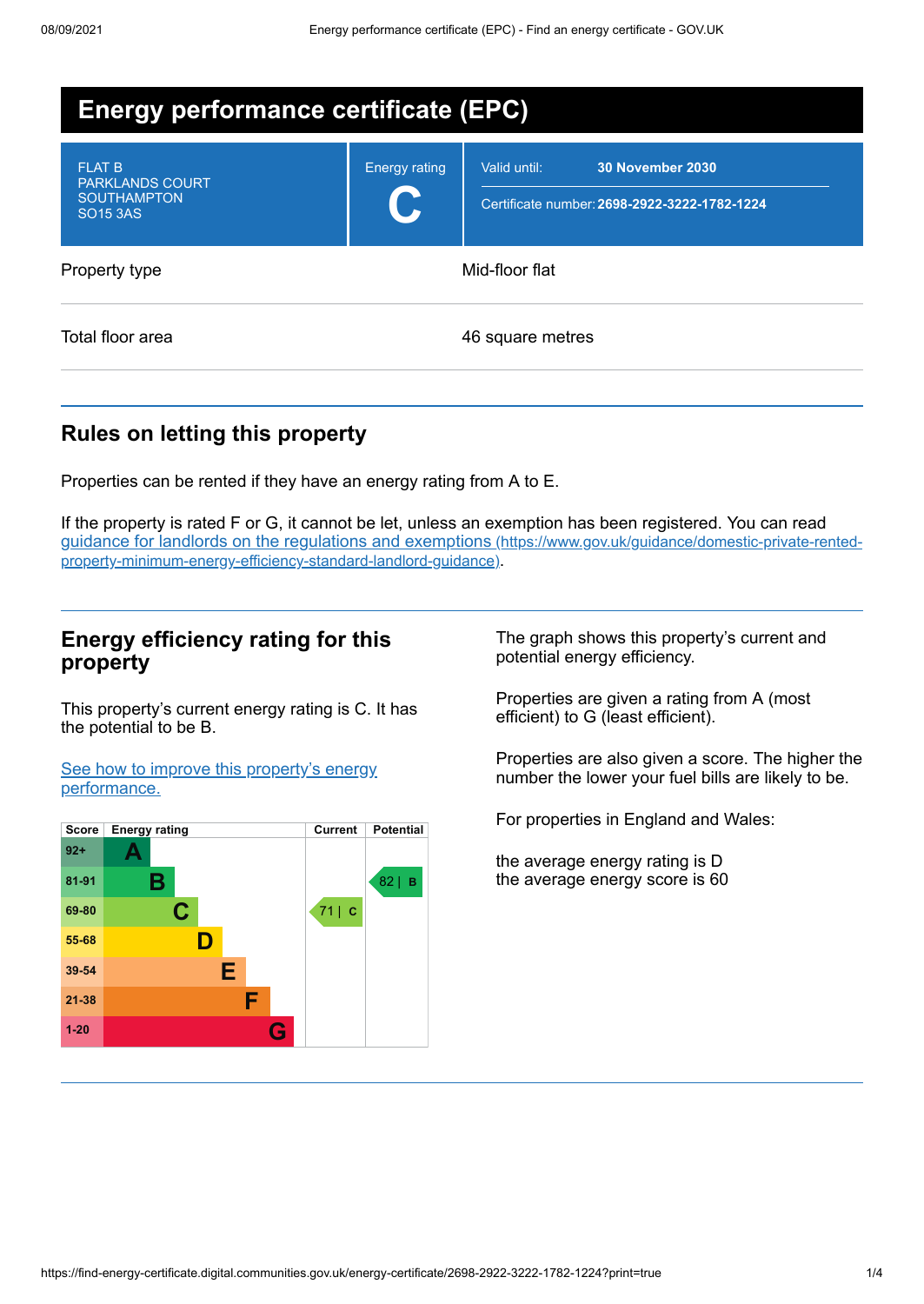# Energy performance certificate (EPC)

| | | |
|---|---|---|
| FLAT B<br>PARKLANDS COURT<br>SOUTHAMPTON<br>SO15 3AS | Energy rating<br>**C** | Valid until: **30 November 2030**<br>Certificate number: **2698-2922-3222-1782-1224** |

| | |
|---|---|
| Property type | Mid-floor flat |
| Total floor area | 46 square metres |

## Rules on letting this property

Properties can be rented if they have an energy rating from A to E.

If the property is rated F or G, it cannot be let, unless an exemption has been registered. You can read [guidance for landlords on the regulations and exemptions (https://www.gov.uk/guidance/domestic-private-rented-property-minimum-energy-efficiency-standard-landlord-guidance)](https://www.gov.uk/guidance/domestic-private-rented-property-minimum-energy-efficiency-standard-landlord-guidance).

## Energy efficiency rating for this property

This property's current energy rating is C. It has the potential to be B.

[See how to improve this property's energy performance.]()

| Score | Energy rating | Current | Potential |
|---|---|---|---|
| 92+ | A | | |
| 81-91 | B | | 82 \| B |
| 69-80 | C | 71 \| C | |
| 55-68 | D | | |
| 39-54 | E | | |
| 21-38 | F | | |
| 1-20 | G | | |

The graph shows this property's current and potential energy efficiency.

Properties are given a rating from A (most efficient) to G (least efficient).

Properties are also given a score. The higher the number the lower your fuel bills are likely to be.

For properties in England and Wales:

the average energy rating is D
the average energy score is 60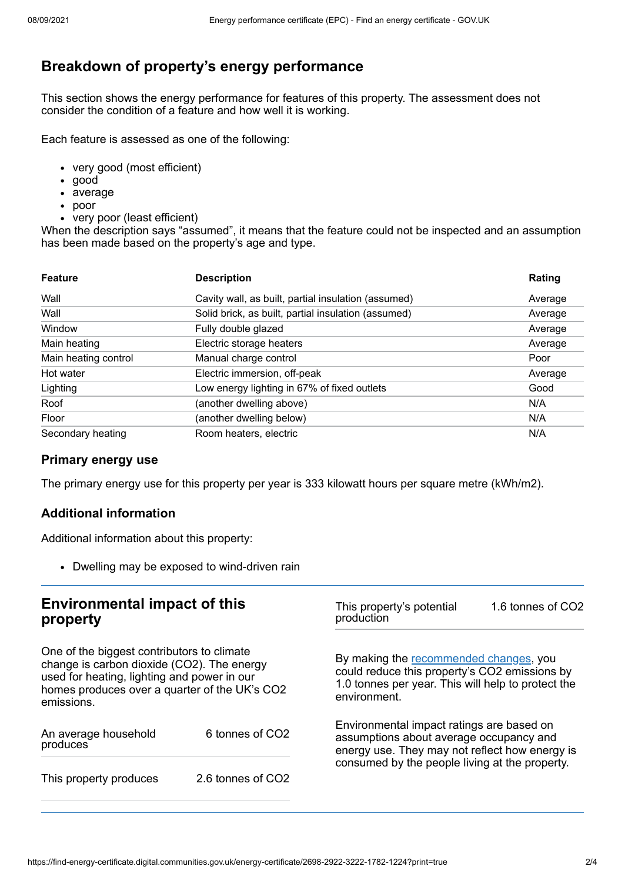## Breakdown of property's energy performance

This section shows the energy performance for features of this property. The assessment does not consider the condition of a feature and how well it is working.

Each feature is assessed as one of the following:

- very good (most efficient)
- good
- average
- poor
- very poor (least efficient)

When the description says "assumed", it means that the feature could not be inspected and an assumption has been made based on the property's age and type.

| Feature | Description | Rating |
|---|---|---|
| Wall | Cavity wall, as built, partial insulation (assumed) | Average |
| Wall | Solid brick, as built, partial insulation (assumed) | Average |
| Window | Fully double glazed | Average |
| Main heating | Electric storage heaters | Average |
| Main heating control | Manual charge control | Poor |
| Hot water | Electric immersion, off-peak | Average |
| Lighting | Low energy lighting in 67% of fixed outlets | Good |
| Roof | (another dwelling above) | N/A |
| Floor | (another dwelling below) | N/A |
| Secondary heating | Room heaters, electric | N/A |

### Primary energy use

The primary energy use for this property per year is 333 kilowatt hours per square metre (kWh/m2).

### Additional information

Additional information about this property:

- Dwelling may be exposed to wind-driven rain

## Environmental impact of this property

One of the biggest contributors to climate change is carbon dioxide ($CO_2$). The energy used for heating, lighting and power in our homes produces over a quarter of the UK's $CO_2$ emissions.

| | |
|---|---|
| An average household produces | 6 tonnes of $CO_2$ |
| This property produces | 2.6 tonnes of $CO_2$ |
| This property's potential production | 1.6 tonnes of $CO_2$ |

By making the recommended changes, you could reduce this property's $CO_2$ emissions by 1.0 tonnes per year. This will help to protect the environment.

Environmental impact ratings are based on assumptions about average occupancy and energy use. They may not reflect how energy is consumed by the people living at the property.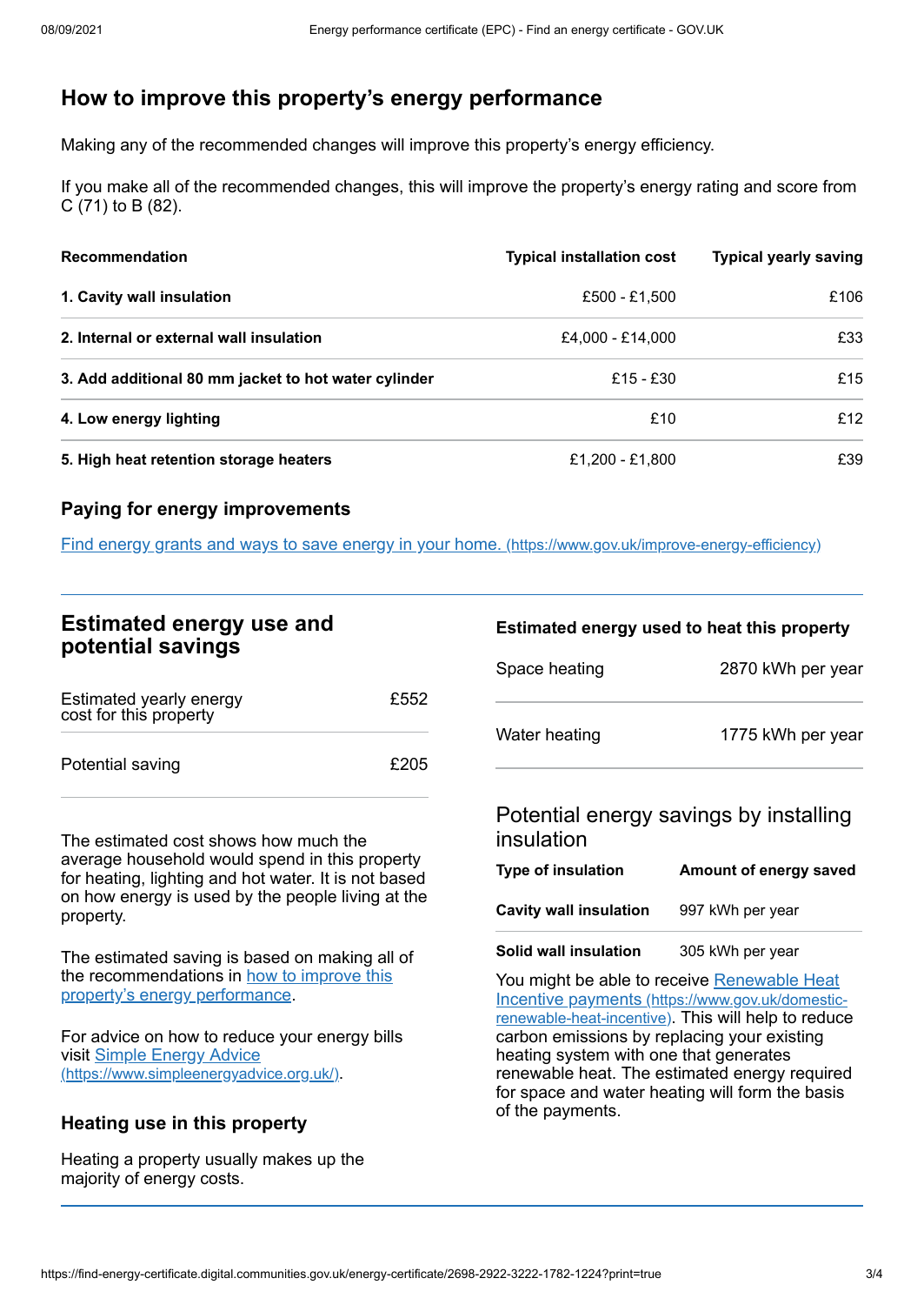## How to improve this property’s energy performance

Making any of the recommended changes will improve this property’s energy efficiency.

If you make all of the recommended changes, this will improve the property’s energy rating and score from C (71) to B (82).

| Recommendation | Typical installation cost | Typical yearly saving |
|---|---|---|
| **1. Cavity wall insulation** | £500 - £1,500 | £106 |
| **2. Internal or external wall insulation** | £4,000 - £14,000 | £33 |
| **3. Add additional 80 mm jacket to hot water cylinder** | £15 - £30 | £15 |
| **4. Low energy lighting** | £10 | £12 |
| **5. High heat retention storage heaters** | £1,200 - £1,800 | £39 |

### Paying for energy improvements

[Find energy grants and ways to save energy in your home. (https://www.gov.uk/improve-energy-efficiency)](https://www.gov.uk/improve-energy-efficiency)

## Estimated energy use and potential savings

| | |
|---|---|
| Estimated yearly energy cost for this property | £552 |
| Potential saving | £205 |

The estimated cost shows how much the average household would spend in this property for heating, lighting and hot water. It is not based on how energy is used by the people living at the property.

The estimated saving is based on making all of the recommendations in [how to improve this property’s energy performance](#).

For advice on how to reduce your energy bills visit [Simple Energy Advice (https://www.simpleenergyadvice.org.uk/)](https://www.simpleenergyadvice.org.uk/).

### Heating use in this property

Heating a property usually makes up the majority of energy costs.

### Estimated energy used to heat this property

| | |
|---|---|
| Space heating | 2870 kWh per year |
| Water heating | 1775 kWh per year |

### Potential energy savings by installing insulation

| Type of insulation | Amount of energy saved |
|---|---|
| **Cavity wall insulation** | 997 kWh per year |
| **Solid wall insulation** | 305 kWh per year |

You might be able to receive [Renewable Heat Incentive payments (https://www.gov.uk/domestic-renewable-heat-incentive)](https://www.gov.uk/domestic-renewable-heat-incentive). This will help to reduce carbon emissions by replacing your existing heating system with one that generates renewable heat. The estimated energy required for space and water heating will form the basis of the payments.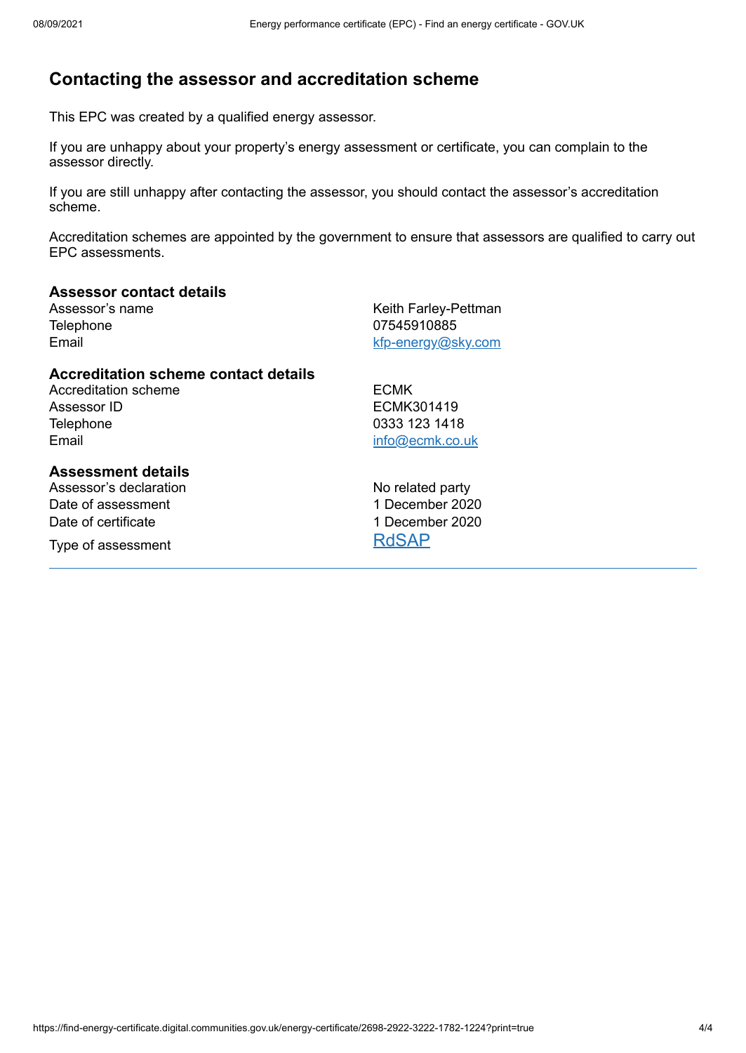## Contacting the assessor and accreditation scheme

This EPC was created by a qualified energy assessor.

If you are unhappy about your property's energy assessment or certificate, you can complain to the assessor directly.

If you are still unhappy after contacting the assessor, you should contact the assessor's accreditation scheme.

Accreditation schemes are appointed by the government to ensure that assessors are qualified to carry out EPC assessments.

### Assessor contact details

| | |
|---|---|
| Assessor's name | Keith Farley-Pettman |
| Telephone | 07545910885 |
| Email | kfp-energy@sky.com |

### Accreditation scheme contact details

| | |
|---|---|
| Accreditation scheme | ECMK |
| Assessor ID | ECMK301419 |
| Telephone | 0333 123 1418 |
| Email | info@ecmk.co.uk |

### Assessment details

| | |
|---|---|
| Assessor's declaration | No related party |
| Date of assessment | 1 December 2020 |
| Date of certificate | 1 December 2020 |
| Type of assessment | RdSAP |